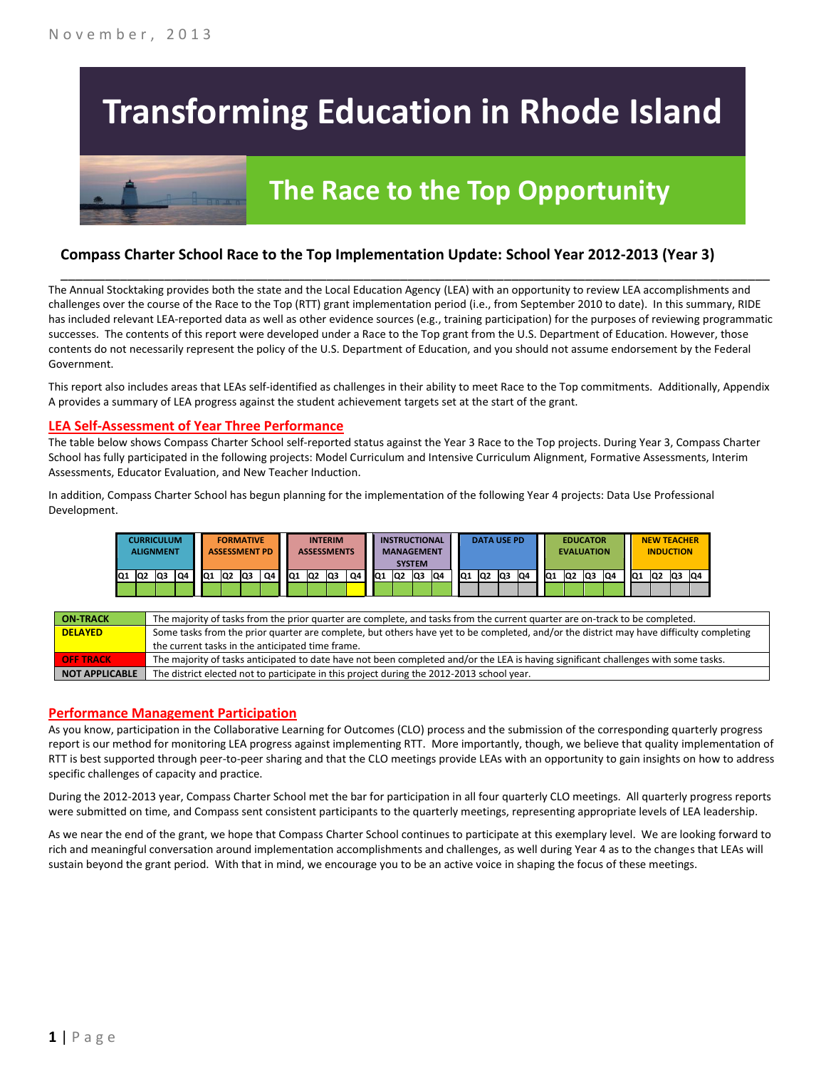November, 2013

# Transforming Education in Rhode Island

## The Race to the Top Opportunity

### Compass Charter School Race to the Top Implementation Update: School Year 2012-2013 (Year 3)

The Annual Stocktaking provides both the state and the Local Education Agency (LEA) with an opportunity to review LEA accomplishments and challenges over the course of the Race to the Top (RTT) grant implementation period (i.e., from September 2010 to date). In this summary, RIDE has included relevant LEA-reported data as well as other evidence sources (e.g., training participation) for the purposes of reviewing programmatic successes. The contents of this report were developed under a Race to the Top grant from the U.S. Department of Education. However, those contents do not necessarily represent the policy of the U.S. Department of Education, and you should not assume endorsement by the Federal Government.

This report also includes areas that LEAs self-identified as challenges in their ability to meet Race to the Top commitments. Additionally, Appendix A provides a summary of LEA progress against the student achievement targets set at the start of the grant.

### LEA Self-Assessment of Year Three Performance

The table below shows Compass Charter School self-reported status against the Year 3 Race to the Top projects. During Year 3, Compass Charter School has fully participated in the following projects: Model Curriculum and Intensive Curriculum Alignment, Formative Assessments, Interim Assessments, Educator Evaluation, and New Teacher Induction.

In addition, Compass Charter School has begun planning for the implementation of the following Year 4 projects: Data Use Professional Development.

| CURRICULUM ALIGNMENT | | | | FORMATIVE ASSESSMENT PD | | | | INTERIM ASSESSMENTS | | | | INSTRUCTIONAL MANAGEMENT SYSTEM | | | | DATA USE PD | | | | EDUCATOR EVALUATION | | | | NEW TEACHER INDUCTION | | | |
|---|---|---|---|---|---|---|---|---|---|---|---|---|---|---|---|---|---|---|---|---|---|---|---|---|---|---|---|
| Q1 | Q2 | Q3 | Q4 | Q1 | Q2 | Q3 | Q4 | Q1 | Q2 | Q3 | Q4 | Q1 | Q2 | Q3 | Q4 | Q1 | Q2 | Q3 | Q4 | Q1 | Q2 | Q3 | Q4 | Q1 | Q2 | Q3 | Q4 |
| On-Track | On-Track | On-Track | On-Track | On-Track | On-Track | On-Track | On-Track | On-Track | On-Track | On-Track | Delayed | On-Track | On-Track | On-Track | On-Track | Not Applicable | Not Applicable | Not Applicable | Not Applicable | On-Track | On-Track | On-Track | On-Track | Not Applicable | Not Applicable | Not Applicable | Not Applicable |

| | |
|---|---|
| ON-TRACK | The majority of tasks from the prior quarter are complete, and tasks from the current quarter are on-track to be completed. |
| DELAYED | Some tasks from the prior quarter are complete, but others have yet to be completed, and/or the district may have difficulty completing the current tasks in the anticipated time frame. |
| OFF TRACK | The majority of tasks anticipated to date have not been completed and/or the LEA is having significant challenges with some tasks. |
| NOT APPLICABLE | The district elected not to participate in this project during the 2012-2013 school year. |

### Performance Management Participation

As you know, participation in the Collaborative Learning for Outcomes (CLO) process and the submission of the corresponding quarterly progress report is our method for monitoring LEA progress against implementing RTT. More importantly, though, we believe that quality implementation of RTT is best supported through peer-to-peer sharing and that the CLO meetings provide LEAs with an opportunity to gain insights on how to address specific challenges of capacity and practice.

During the 2012-2013 year, Compass Charter School met the bar for participation in all four quarterly CLO meetings. All quarterly progress reports were submitted on time, and Compass sent consistent participants to the quarterly meetings, representing appropriate levels of LEA leadership.

As we near the end of the grant, we hope that Compass Charter School continues to participate at this exemplary level. We are looking forward to rich and meaningful conversation around implementation accomplishments and challenges, as well during Year 4 as to the changes that LEAs will sustain beyond the grant period. With that in mind, we encourage you to be an active voice in shaping the focus of these meetings.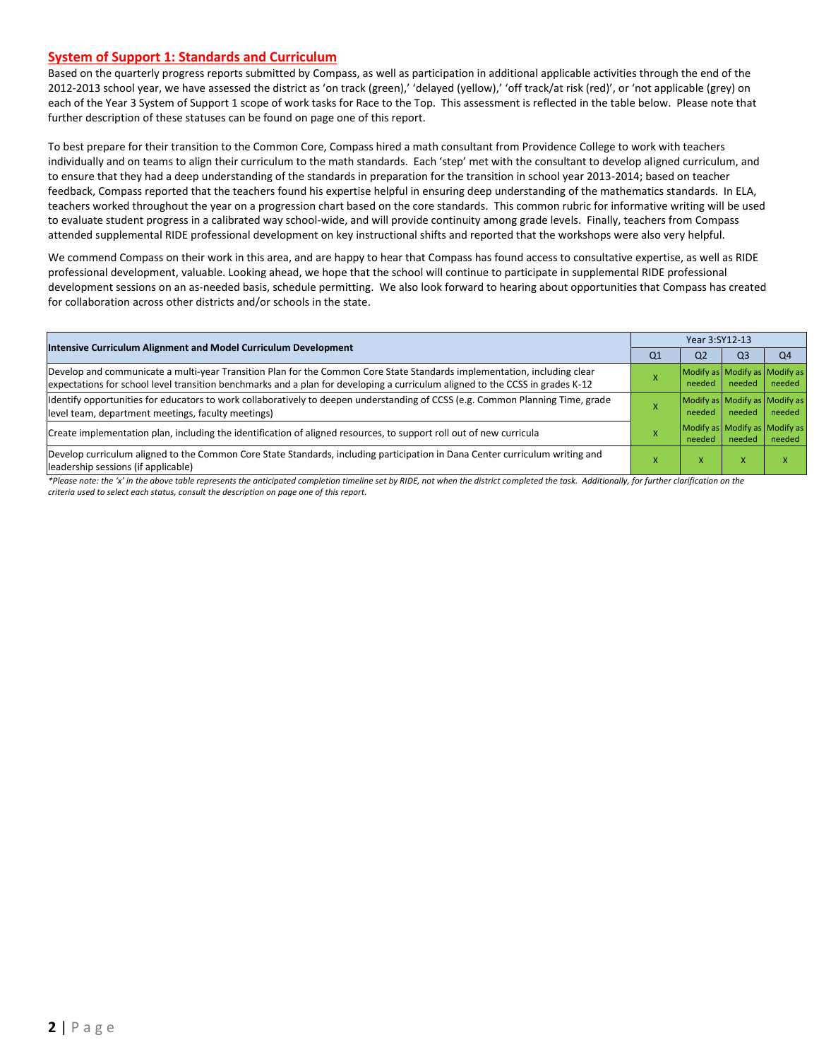## System of Support 1: Standards and Curriculum

Based on the quarterly progress reports submitted by Compass, as well as participation in additional applicable activities through the end of the 2012-2013 school year, we have assessed the district as 'on track (green),' 'delayed (yellow),' 'off track/at risk (red)', or 'not applicable (grey) on each of the Year 3 System of Support 1 scope of work tasks for Race to the Top. This assessment is reflected in the table below. Please note that further description of these statuses can be found on page one of this report.

To best prepare for their transition to the Common Core, Compass hired a math consultant from Providence College to work with teachers individually and on teams to align their curriculum to the math standards. Each 'step' met with the consultant to develop aligned curriculum, and to ensure that they had a deep understanding of the standards in preparation for the transition in school year 2013-2014; based on teacher feedback, Compass reported that the teachers found his expertise helpful in ensuring deep understanding of the mathematics standards. In ELA, teachers worked throughout the year on a progression chart based on the core standards. This common rubric for informative writing will be used to evaluate student progress in a calibrated way school-wide, and will provide continuity among grade levels. Finally, teachers from Compass attended supplemental RIDE professional development on key instructional shifts and reported that the workshops were also very helpful.

We commend Compass on their work in this area, and are happy to hear that Compass has found access to consultative expertise, as well as RIDE professional development, valuable. Looking ahead, we hope that the school will continue to participate in supplemental RIDE professional development sessions on an as-needed basis, schedule permitting. We also look forward to hearing about opportunities that Compass has created for collaboration across other districts and/or schools in the state.

| Intensive Curriculum Alignment and Model Curriculum Development | Year 3:SY12-13 | | | |
|---|---|---|---|---|
| | Q1 | Q2 | Q3 | Q4 |
| Develop and communicate a multi-year Transition Plan for the Common Core State Standards implementation, including clear expectations for school level transition benchmarks and a plan for developing a curriculum aligned to the CCSS in grades K-12 | X | Modify as needed | Modify as needed | Modify as needed |
| Identify opportunities for educators to work collaboratively to deepen understanding of CCSS (e.g. Common Planning Time, grade level team, department meetings, faculty meetings) | X | Modify as needed | Modify as needed | Modify as needed |
| Create implementation plan, including the identification of aligned resources, to support roll out of new curricula | X | Modify as needed | Modify as needed | Modify as needed |
| Develop curriculum aligned to the Common Core State Standards, including participation in Dana Center curriculum writing and leadership sessions (if applicable) | X | X | X | X |

*\*Please note: the 'x' in the above table represents the anticipated completion timeline set by RIDE, not when the district completed the task. Additionally, for further clarification on the criteria used to select each status, consult the description on page one of this report.*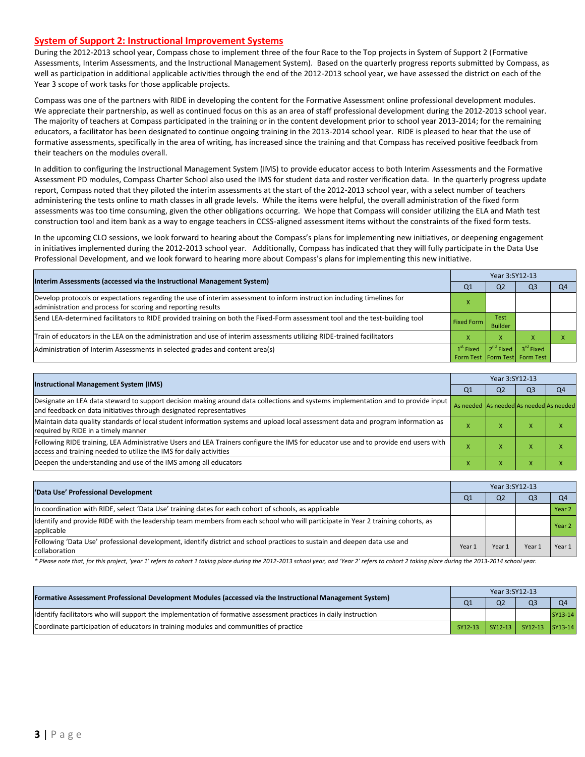## System of Support 2: Instructional Improvement Systems

During the 2012-2013 school year, Compass chose to implement three of the four Race to the Top projects in System of Support 2 (Formative Assessments, Interim Assessments, and the Instructional Management System). Based on the quarterly progress reports submitted by Compass, as well as participation in additional applicable activities through the end of the 2012-2013 school year, we have assessed the district on each of the Year 3 scope of work tasks for those applicable projects.

Compass was one of the partners with RIDE in developing the content for the Formative Assessment online professional development modules. We appreciate their partnership, as well as continued focus on this as an area of staff professional development during the 2012-2013 school year. The majority of teachers at Compass participated in the training or in the content development prior to school year 2013-2014; for the remaining educators, a facilitator has been designated to continue ongoing training in the 2013-2014 school year. RIDE is pleased to hear that the use of formative assessments, specifically in the area of writing, has increased since the training and that Compass has received positive feedback from their teachers on the modules overall.

In addition to configuring the Instructional Management System (IMS) to provide educator access to both Interim Assessments and the Formative Assessment PD modules, Compass Charter School also used the IMS for student data and roster verification data. In the quarterly progress update report, Compass noted that they piloted the interim assessments at the start of the 2012-2013 school year, with a select number of teachers administering the tests online to math classes in all grade levels. While the items were helpful, the overall administration of the fixed form assessments was too time consuming, given the other obligations occurring. We hope that Compass will consider utilizing the ELA and Math test construction tool and item bank as a way to engage teachers in CCSS-aligned assessment items without the constraints of the fixed form tests.

In the upcoming CLO sessions, we look forward to hearing about the Compass's plans for implementing new initiatives, or deepening engagement in initiatives implemented during the 2012-2013 school year. Additionally, Compass has indicated that they will fully participate in the Data Use Professional Development, and we look forward to hearing more about Compass's plans for implementing this new initiative.

| Interim Assessments (accessed via the Instructional Management System) | Year 3:SY12-13 | | | |
|---|---|---|---|---|
| | Q1 | Q2 | Q3 | Q4 |
| Develop protocols or expectations regarding the use of interim assessment to inform instruction including timelines for administration and process for scoring and reporting results | X | | | |
| Send LEA-determined facilitators to RIDE provided training on both the Fixed-Form assessment tool and the test-building tool | Fixed Form | Test Builder | | |
| Train of educators in the LEA on the administration and use of interim assessments utilizing RIDE-trained facilitators | X | X | X | X |
| Administration of Interim Assessments in selected grades and content area(s) | 1st Fixed Form Test | 2nd Fixed Form Test | 3rd Fixed Form Test | |

| Instructional Management System (IMS) | Year 3:SY12-13 | | | |
|---|---|---|---|---|
| | Q1 | Q2 | Q3 | Q4 |
| Designate an LEA data steward to support decision making around data collections and systems implementation and to provide input and feedback on data initiatives through designated representatives | As needed | As needed | As needed | As needed |
| Maintain data quality standards of local student information systems and upload local assessment data and program information as required by RIDE in a timely manner | X | X | X | X |
| Following RIDE training, LEA Administrative Users and LEA Trainers configure the IMS for educator use and to provide end users with access and training needed to utilize the IMS for daily activities | X | X | X | X |
| Deepen the understanding and use of the IMS among all educators | X | X | X | X |

| 'Data Use' Professional Development | Year 3:SY12-13 | | | |
|---|---|---|---|---|
| | Q1 | Q2 | Q3 | Q4 |
| In coordination with RIDE, select 'Data Use' training dates for each cohort of schools, as applicable | | | | Year 2 |
| Identify and provide RIDE with the leadership team members from each school who will participate in Year 2 training cohorts, as applicable | | | | Year 2 |
| Following 'Data Use' professional development, identify district and school practices to sustain and deepen data use and collaboration | Year 1 | Year 1 | Year 1 | Year 1 |

*\* Please note that, for this project, 'year 1' refers to cohort 1 taking place during the 2012-2013 school year, and 'Year 2' refers to cohort 2 taking place during the 2013-2014 school year.*

| Formative Assessment Professional Development Modules (accessed via the Instructional Management System) | Year 3:SY12-13 | | | |
|---|---|---|---|---|
| | Q1 | Q2 | Q3 | Q4 |
| Identify facilitators who will support the implementation of formative assessment practices in daily instruction | | | | SY13-14 |
| Coordinate participation of educators in training modules and communities of practice | SY12-13 | SY12-13 | SY12-13 | SY13-14 |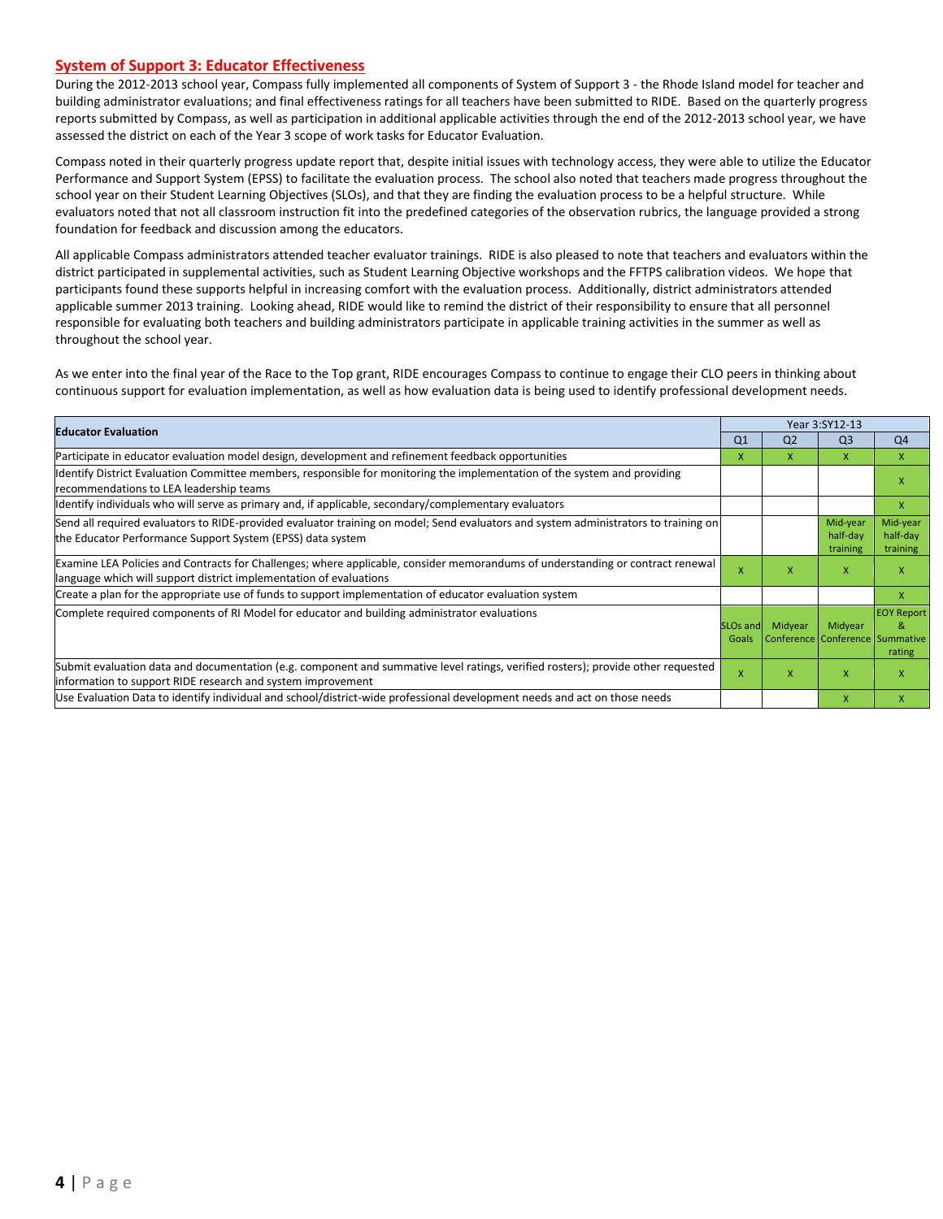## System of Support 3: Educator Effectiveness

During the 2012-2013 school year, Compass fully implemented all components of System of Support 3 - the Rhode Island model for teacher and building administrator evaluations; and final effectiveness ratings for all teachers have been submitted to RIDE. Based on the quarterly progress reports submitted by Compass, as well as participation in additional applicable activities through the end of the 2012-2013 school year, we have assessed the district on each of the Year 3 scope of work tasks for Educator Evaluation.

Compass noted in their quarterly progress update report that, despite initial issues with technology access, they were able to utilize the Educator Performance and Support System (EPSS) to facilitate the evaluation process. The school also noted that teachers made progress throughout the school year on their Student Learning Objectives (SLOs), and that they are finding the evaluation process to be a helpful structure. While evaluators noted that not all classroom instruction fit into the predefined categories of the observation rubrics, the language provided a strong foundation for feedback and discussion among the educators.

All applicable Compass administrators attended teacher evaluator trainings. RIDE is also pleased to note that teachers and evaluators within the district participated in supplemental activities, such as Student Learning Objective workshops and the FFTPS calibration videos. We hope that participants found these supports helpful in increasing comfort with the evaluation process. Additionally, district administrators attended applicable summer 2013 training. Looking ahead, RIDE would like to remind the district of their responsibility to ensure that all personnel responsible for evaluating both teachers and building administrators participate in applicable training activities in the summer as well as throughout the school year.

As we enter into the final year of the Race to the Top grant, RIDE encourages Compass to continue to engage their CLO peers in thinking about continuous support for evaluation implementation, as well as how evaluation data is being used to identify professional development needs.

| Educator Evaluation | Year 3:SY12-13 | | | |
|---|---|---|---|---|
| | Q1 | Q2 | Q3 | Q4 |
| Participate in educator evaluation model design, development and refinement feedback opportunities | X | X | X | X |
| Identify District Evaluation Committee members, responsible for monitoring the implementation of the system and providing recommendations to LEA leadership teams | | | | X |
| Identify individuals who will serve as primary and, if applicable, secondary/complementary evaluators | | | | X |
| Send all required evaluators to RIDE-provided evaluator training on model; Send evaluators and system administrators to training on the Educator Performance Support System (EPSS) data system | | | Mid-year half-day training | Mid-year half-day training |
| Examine LEA Policies and Contracts for Challenges; where applicable, consider memorandums of understanding or contract renewal language which will support district implementation of evaluations | X | X | X | X |
| Create a plan for the appropriate use of funds to support implementation of educator evaluation system | | | | X |
| Complete required components of RI Model for educator and building administrator evaluations | SLOs and Goals | Midyear Conference | Midyear Conference | EOY Report & Summative rating |
| Submit evaluation data and documentation (e.g. component and summative level ratings, verified rosters); provide other requested information to support RIDE research and system improvement | X | X | X | X |
| Use Evaluation Data to identify individual and school/district-wide professional development needs and act on those needs | | | X | X |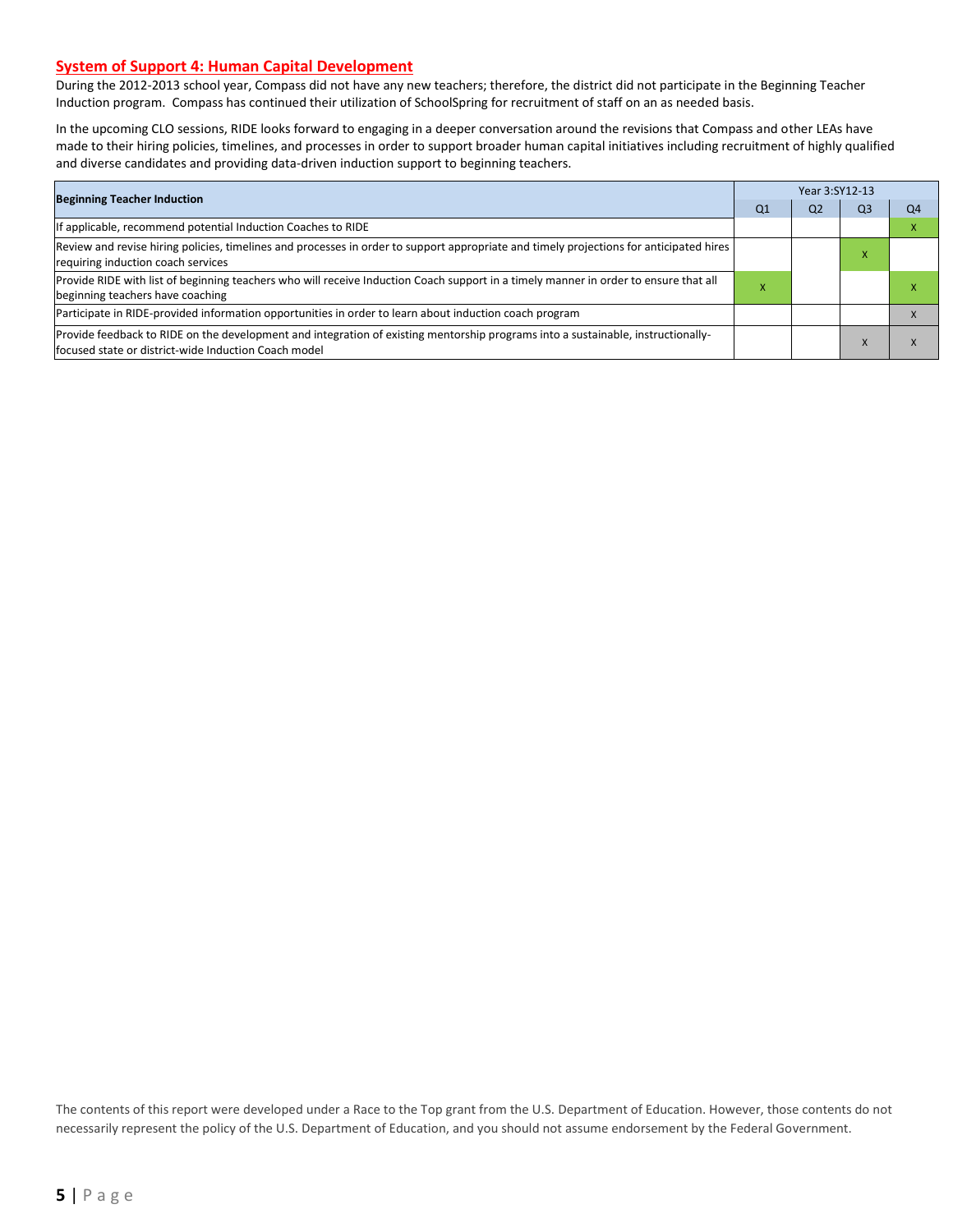## System of Support 4: Human Capital Development

During the 2012-2013 school year, Compass did not have any new teachers; therefore, the district did not participate in the Beginning Teacher Induction program. Compass has continued their utilization of SchoolSpring for recruitment of staff on an as needed basis.

In the upcoming CLO sessions, RIDE looks forward to engaging in a deeper conversation around the revisions that Compass and other LEAs have made to their hiring policies, timelines, and processes in order to support broader human capital initiatives including recruitment of highly qualified and diverse candidates and providing data-driven induction support to beginning teachers.

| Beginning Teacher Induction | Year 3:SY12-13 | | | |
|---|---|---|---|---|
| | Q1 | Q2 | Q3 | Q4 |
| If applicable, recommend potential Induction Coaches to RIDE | | | | x |
| Review and revise hiring policies, timelines and processes in order to support appropriate and timely projections for anticipated hires requiring induction coach services | | | x | |
| Provide RIDE with list of beginning teachers who will receive Induction Coach support in a timely manner in order to ensure that all beginning teachers have coaching | x | | | x |
| Participate in RIDE-provided information opportunities in order to learn about induction coach program | | | | x |
| Provide feedback to RIDE on the development and integration of existing mentorship programs into a sustainable, instructionally-focused state or district-wide Induction Coach model | | | x | x |

The contents of this report were developed under a Race to the Top grant from the U.S. Department of Education. However, those contents do not necessarily represent the policy of the U.S. Department of Education, and you should not assume endorsement by the Federal Government.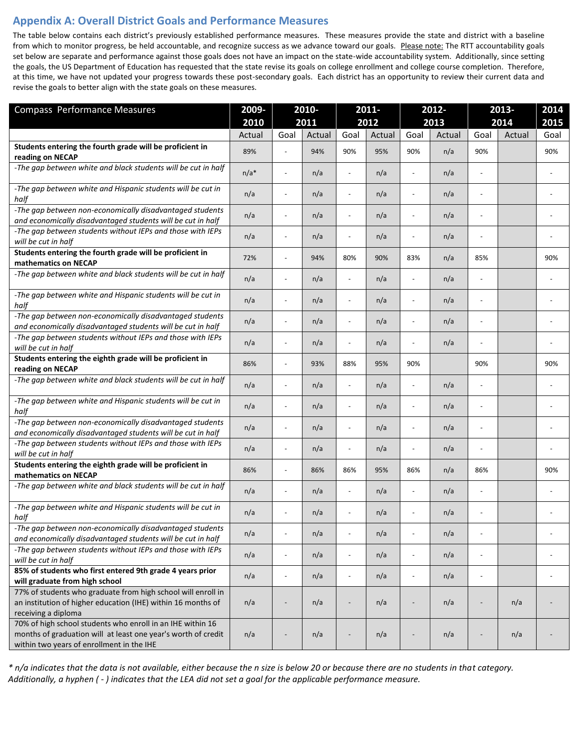## Appendix A: Overall District Goals and Performance Measures

The table below contains each district's previously established performance measures. These measures provide the state and district with a baseline from which to monitor progress, be held accountable, and recognize success as we advance toward our goals. Please note: The RTT accountability goals set below are separate and performance against those goals does not have an impact on the state-wide accountability system. Additionally, since setting the goals, the US Department of Education has requested that the state revise its goals on college enrollment and college course completion. Therefore, at this time, we have not updated your progress towards these post-secondary goals. Each district has an opportunity to review their current data and revise the goals to better align with the state goals on these measures.

| Compass Performance Measures | 2009-2010 | 2010-2011 | | 2011-2012 | | 2012-2013 | | 2013-2014 | | 2014 2015 |
|---|---|---|---|---|---|---|---|---|---|---|
| | Actual | Goal | Actual | Goal | Actual | Goal | Actual | Goal | Actual | Goal |
| **Students entering the fourth grade will be proficient in reading on NECAP** | 89% | - | 94% | 90% | 95% | 90% | n/a | 90% | | 90% |
| *-The gap between white and black students will be cut in half* | n/a* | - | n/a | - | n/a | - | n/a | - | | - |
| *-The gap between white and Hispanic students will be cut in half* | n/a | - | n/a | - | n/a | - | n/a | - | | - |
| *-The gap between non-economically disadvantaged students and economically disadvantaged students will be cut in half* | n/a | - | n/a | - | n/a | - | n/a | - | | - |
| *-The gap between students without IEPs and those with IEPs will be cut in half* | n/a | - | n/a | - | n/a | - | n/a | - | | - |
| **Students entering the fourth grade will be proficient in mathematics on NECAP** | 72% | - | 94% | 80% | 90% | 83% | n/a | 85% | | 90% |
| *-The gap between white and black students will be cut in half* | n/a | - | n/a | - | n/a | - | n/a | - | | - |
| *-The gap between white and Hispanic students will be cut in half* | n/a | - | n/a | - | n/a | - | n/a | - | | - |
| *-The gap between non-economically disadvantaged students and economically disadvantaged students will be cut in half* | n/a | - | n/a | - | n/a | - | n/a | - | | - |
| *-The gap between students without IEPs and those with IEPs will be cut in half* | n/a | - | n/a | - | n/a | - | n/a | - | | - |
| **Students entering the eighth grade will be proficient in reading on NECAP** | 86% | - | 93% | 88% | 95% | 90% | | 90% | | 90% |
| *-The gap between white and black students will be cut in half* | n/a | - | n/a | - | n/a | - | n/a | - | | - |
| *-The gap between white and Hispanic students will be cut in half* | n/a | - | n/a | - | n/a | - | n/a | - | | - |
| *-The gap between non-economically disadvantaged students and economically disadvantaged students will be cut in half* | n/a | - | n/a | - | n/a | - | n/a | - | | - |
| *-The gap between students without IEPs and those with IEPs will be cut in half* | n/a | - | n/a | - | n/a | - | n/a | - | | - |
| **Students entering the eighth grade will be proficient in mathematics on NECAP** | 86% | - | 86% | 86% | 95% | 86% | n/a | 86% | | 90% |
| *-The gap between white and black students will be cut in half* | n/a | - | n/a | - | n/a | - | n/a | - | | - |
| *-The gap between white and Hispanic students will be cut in half* | n/a | - | n/a | - | n/a | - | n/a | - | | - |
| *-The gap between non-economically disadvantaged students and economically disadvantaged students will be cut in half* | n/a | - | n/a | - | n/a | - | n/a | - | | - |
| *-The gap between students without IEPs and those with IEPs will be cut in half* | n/a | - | n/a | - | n/a | - | n/a | - | | - |
| **85% of students who first entered 9th grade 4 years prior will graduate from high school** | n/a | - | n/a | - | n/a | - | n/a | - | | - |
| 77% of students who graduate from high school will enroll in an institution of higher education (IHE) within 16 months of receiving a diploma | n/a | - | n/a | - | n/a | - | n/a | - | n/a | - |
| 70% of high school students who enroll in an IHE within 16 months of graduation will at least one year's worth of credit within two years of enrollment in the IHE | n/a | - | n/a | - | n/a | - | n/a | - | n/a | - |

*\* n/a indicates that the data is not available, either because the n size is below 20 or because there are no students in that category. Additionally, a hyphen ( - ) indicates that the LEA did not set a goal for the applicable performance measure.*